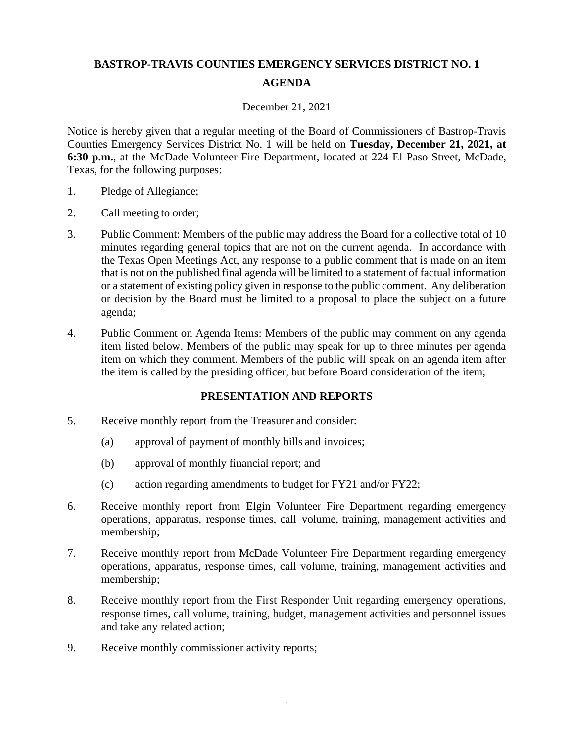# BASTROP-TRAVIS COUNTIES EMERGENCY SERVICES DISTRICT NO. 1

## AGENDA

December 21, 2021

Notice is hereby given that a regular meeting of the Board of Commissioners of Bastrop-Travis Counties Emergency Services District No. 1 will be held on **Tuesday, December 21, 2021, at 6:30 p.m.**, at the McDade Volunteer Fire Department, located at 224 El Paso Street, McDade, Texas, for the following purposes:

1. Pledge of Allegiance;

2. Call meeting to order;

3. Public Comment: Members of the public may address the Board for a collective total of 10 minutes regarding general topics that are not on the current agenda. In accordance with the Texas Open Meetings Act, any response to a public comment that is made on an item that is not on the published final agenda will be limited to a statement of factual information or a statement of existing policy given in response to the public comment. Any deliberation or decision by the Board must be limited to a proposal to place the subject on a future agenda;

4. Public Comment on Agenda Items: Members of the public may comment on any agenda item listed below. Members of the public may speak for up to three minutes per agenda item on which they comment. Members of the public will speak on an agenda item after the item is called by the presiding officer, but before Board consideration of the item;

### PRESENTATION AND REPORTS

5. Receive monthly report from the Treasurer and consider:

   (a) approval of payment of monthly bills and invoices;

   (b) approval of monthly financial report; and

   (c) action regarding amendments to budget for FY21 and/or FY22;

6. Receive monthly report from Elgin Volunteer Fire Department regarding emergency operations, apparatus, response times, call volume, training, management activities and membership;

7. Receive monthly report from McDade Volunteer Fire Department regarding emergency operations, apparatus, response times, call volume, training, management activities and membership;

8. Receive monthly report from the First Responder Unit regarding emergency operations, response times, call volume, training, budget, management activities and personnel issues and take any related action;

9. Receive monthly commissioner activity reports;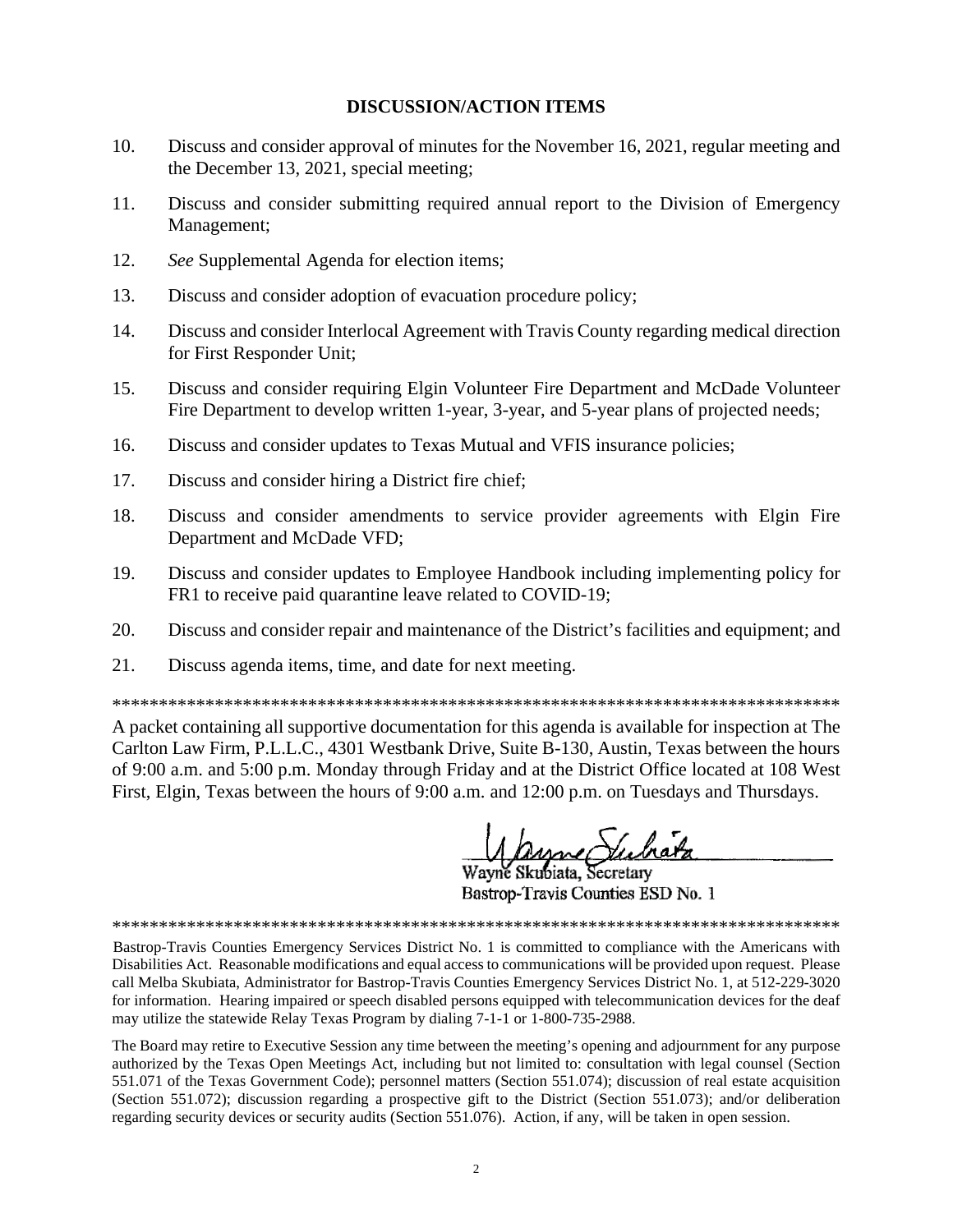## DISCUSSION/ACTION ITEMS

10. Discuss and consider approval of minutes for the November 16, 2021, regular meeting and the December 13, 2021, special meeting;

11. Discuss and consider submitting required annual report to the Division of Emergency Management;

12. *See* Supplemental Agenda for election items;

13. Discuss and consider adoption of evacuation procedure policy;

14. Discuss and consider Interlocal Agreement with Travis County regarding medical direction for First Responder Unit;

15. Discuss and consider requiring Elgin Volunteer Fire Department and McDade Volunteer Fire Department to develop written 1-year, 3-year, and 5-year plans of projected needs;

16. Discuss and consider updates to Texas Mutual and VFIS insurance policies;

17. Discuss and consider hiring a District fire chief;

18. Discuss and consider amendments to service provider agreements with Elgin Fire Department and McDade VFD;

19. Discuss and consider updates to Employee Handbook including implementing policy for FR1 to receive paid quarantine leave related to COVID-19;

20. Discuss and consider repair and maintenance of the District's facilities and equipment; and

21. Discuss agenda items, time, and date for next meeting.

*******************************************************************************

A packet containing all supportive documentation for this agenda is available for inspection at The Carlton Law Firm, P.L.L.C., 4301 Westbank Drive, Suite B-130, Austin, Texas between the hours of 9:00 a.m. and 5:00 p.m. Monday through Friday and at the District Office located at 108 West First, Elgin, Texas between the hours of 9:00 a.m. and 12:00 p.m. on Tuesdays and Thursdays.

Wayne Skubiata, Secretary
Bastrop-Travis Counties ESD No. 1

*******************************************************************************

Bastrop-Travis Counties Emergency Services District No. 1 is committed to compliance with the Americans with Disabilities Act. Reasonable modifications and equal access to communications will be provided upon request. Please call Melba Skubiata, Administrator for Bastrop-Travis Counties Emergency Services District No. 1, at 512-229-3020 for information. Hearing impaired or speech disabled persons equipped with telecommunication devices for the deaf may utilize the statewide Relay Texas Program by dialing 7-1-1 or 1-800-735-2988.

The Board may retire to Executive Session any time between the meeting's opening and adjournment for any purpose authorized by the Texas Open Meetings Act, including but not limited to: consultation with legal counsel (Section 551.071 of the Texas Government Code); personnel matters (Section 551.074); discussion of real estate acquisition (Section 551.072); discussion regarding a prospective gift to the District (Section 551.073); and/or deliberation regarding security devices or security audits (Section 551.076). Action, if any, will be taken in open session.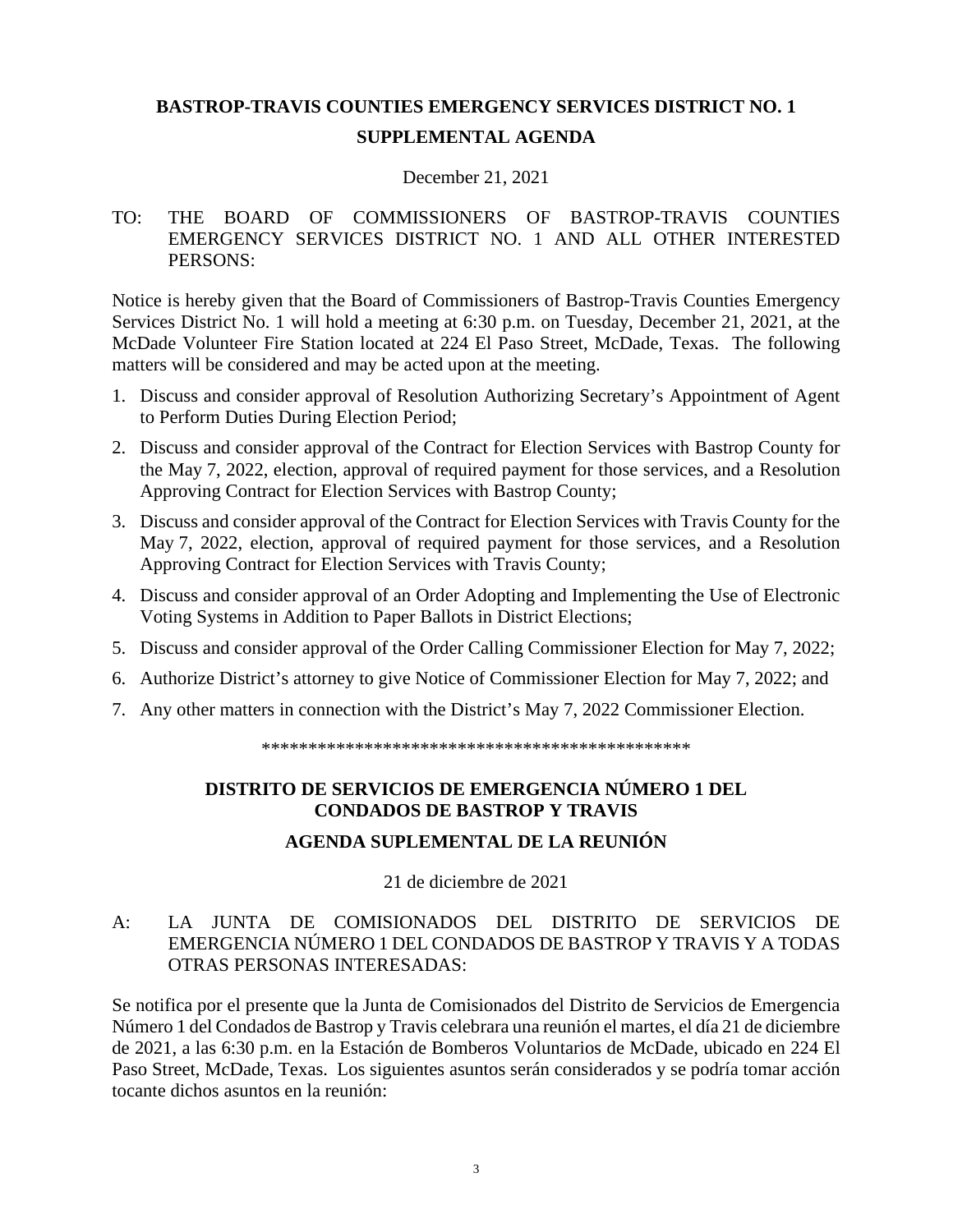# BASTROP-TRAVIS COUNTIES EMERGENCY SERVICES DISTRICT NO. 1

## SUPPLEMENTAL AGENDA

December 21, 2021

TO: THE BOARD OF COMMISSIONERS OF BASTROP-TRAVIS COUNTIES EMERGENCY SERVICES DISTRICT NO. 1 AND ALL OTHER INTERESTED PERSONS:

Notice is hereby given that the Board of Commissioners of Bastrop-Travis Counties Emergency Services District No. 1 will hold a meeting at 6:30 p.m. on Tuesday, December 21, 2021, at the McDade Volunteer Fire Station located at 224 El Paso Street, McDade, Texas. The following matters will be considered and may be acted upon at the meeting.

1. Discuss and consider approval of Resolution Authorizing Secretary's Appointment of Agent to Perform Duties During Election Period;
2. Discuss and consider approval of the Contract for Election Services with Bastrop County for the May 7, 2022, election, approval of required payment for those services, and a Resolution Approving Contract for Election Services with Bastrop County;
3. Discuss and consider approval of the Contract for Election Services with Travis County for the May 7, 2022, election, approval of required payment for those services, and a Resolution Approving Contract for Election Services with Travis County;
4. Discuss and consider approval of an Order Adopting and Implementing the Use of Electronic Voting Systems in Addition to Paper Ballots in District Elections;
5. Discuss and consider approval of the Order Calling Commissioner Election for May 7, 2022;
6. Authorize District's attorney to give Notice of Commissioner Election for May 7, 2022; and
7. Any other matters in connection with the District's May 7, 2022 Commissioner Election.

\*\*\*\*\*\*\*\*\*\*\*\*\*\*\*\*\*\*\*\*\*\*\*\*\*\*\*\*\*\*\*\*\*\*\*\*\*\*\*\*\*\*\*\*\*\*\*\*

# DISTRITO DE SERVICIOS DE EMERGENCIA NÚMERO 1 DEL CONDADOS DE BASTROP Y TRAVIS

## AGENDA SUPLEMENTAL DE LA REUNIÓN

21 de diciembre de 2021

A: LA JUNTA DE COMISIONADOS DEL DISTRITO DE SERVICIOS DE EMERGENCIA NÚMERO 1 DEL CONDADOS DE BASTROP Y TRAVIS Y A TODAS OTRAS PERSONAS INTERESADAS:

Se notifica por el presente que la Junta de Comisionados del Distrito de Servicios de Emergencia Número 1 del Condados de Bastrop y Travis celebrara una reunión el martes, el día 21 de diciembre de 2021, a las 6:30 p.m. en la Estación de Bomberos Voluntarios de McDade, ubicado en 224 El Paso Street, McDade, Texas. Los siguientes asuntos serán considerados y se podría tomar acción tocante dichos asuntos en la reunión: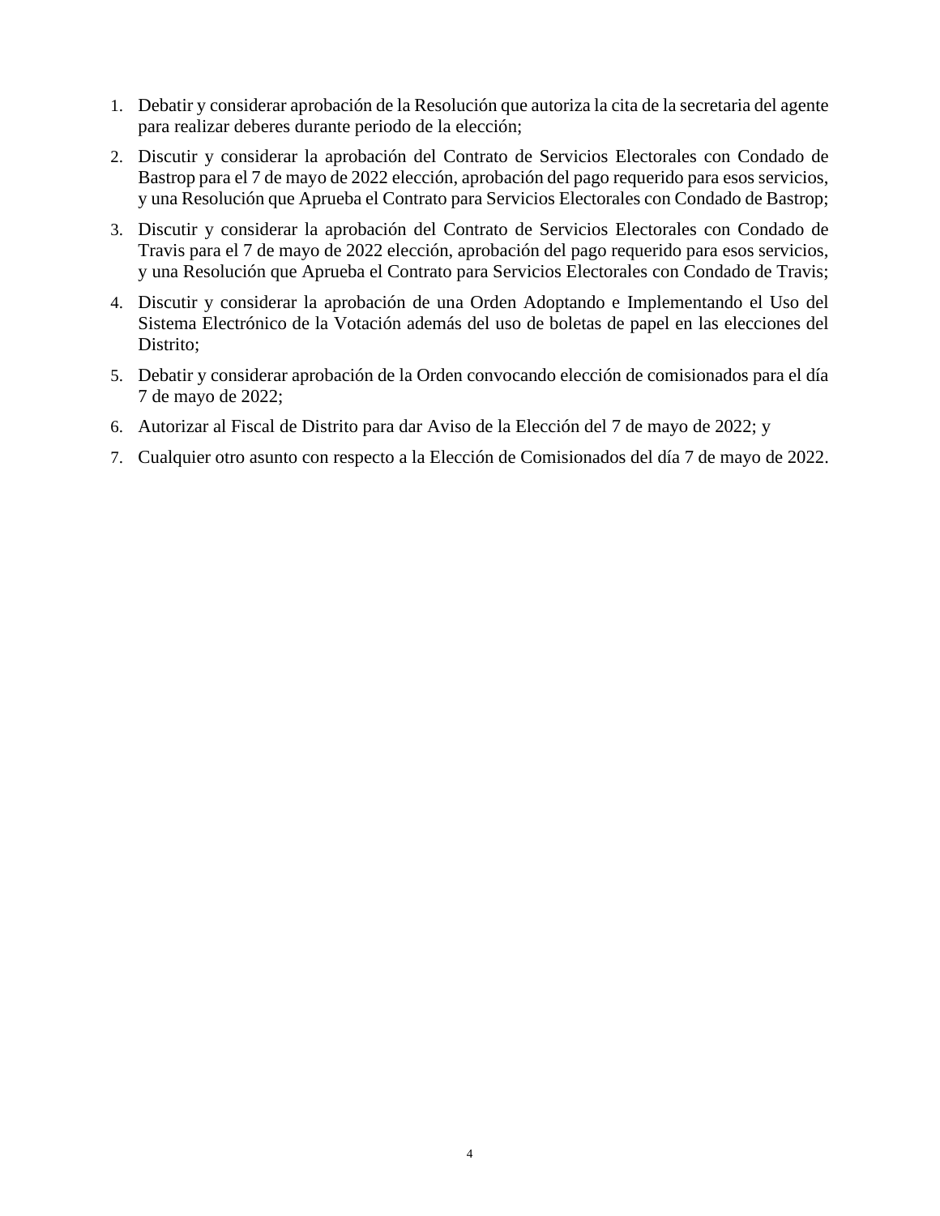1. Debatir y considerar aprobación de la Resolución que autoriza la cita de la secretaria del agente para realizar deberes durante periodo de la elección;
2. Discutir y considerar la aprobación del Contrato de Servicios Electorales con Condado de Bastrop para el 7 de mayo de 2022 elección, aprobación del pago requerido para esos servicios, y una Resolución que Aprueba el Contrato para Servicios Electorales con Condado de Bastrop;
3. Discutir y considerar la aprobación del Contrato de Servicios Electorales con Condado de Travis para el 7 de mayo de 2022 elección, aprobación del pago requerido para esos servicios, y una Resolución que Aprueba el Contrato para Servicios Electorales con Condado de Travis;
4. Discutir y considerar la aprobación de una Orden Adoptando e Implementando el Uso del Sistema Electrónico de la Votación además del uso de boletas de papel en las elecciones del Distrito;
5. Debatir y considerar aprobación de la Orden convocando elección de comisionados para el día 7 de mayo de 2022;
6. Autorizar al Fiscal de Distrito para dar Aviso de la Elección del 7 de mayo de 2022; y
7. Cualquier otro asunto con respecto a la Elección de Comisionados del día 7 de mayo de 2022.